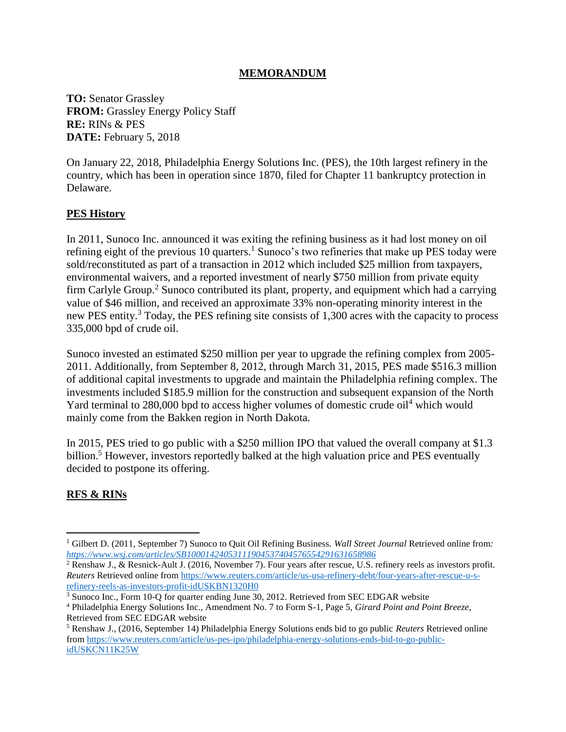# MEMORANDUM

**TO:** Senator Grassley
**FROM:** Grassley Energy Policy Staff
**RE:** RINs & PES
**DATE:** February 5, 2018

On January 22, 2018, Philadelphia Energy Solutions Inc. (PES), the 10th largest refinery in the country, which has been in operation since 1870, filed for Chapter 11 bankruptcy protection in Delaware.

## PES History

In 2011, Sunoco Inc. announced it was exiting the refining business as it had lost money on oil refining eight of the previous 10 quarters.[1] Sunoco's two refineries that make up PES today were sold/reconstituted as part of a transaction in 2012 which included $25 million from taxpayers, environmental waivers, and a reported investment of nearly $750 million from private equity firm Carlyle Group.[2] Sunoco contributed its plant, property, and equipment which had a carrying value of $46 million, and received an approximate 33% non-operating minority interest in the new PES entity.[3] Today, the PES refining site consists of 1,300 acres with the capacity to process 335,000 bpd of crude oil.

Sunoco invested an estimated $250 million per year to upgrade the refining complex from 2005-2011. Additionally, from September 8, 2012, through March 31, 2015, PES made $516.3 million of additional capital investments to upgrade and maintain the Philadelphia refining complex. The investments included $185.9 million for the construction and subsequent expansion of the North Yard terminal to 280,000 bpd to access higher volumes of domestic crude oil[4] which would mainly come from the Bakken region in North Dakota.

In 2015, PES tried to go public with a $250 million IPO that valued the overall company at $1.3 billion.[5] However, investors reportedly balked at the high valuation price and PES eventually decided to postpone its offering.

## RFS & RINs

---

[1] Gilbert D. (2011, September 7) Sunoco to Quit Oil Refining Business. *Wall Street Journal* Retrieved online from: *https://www.wsj.com/articles/SB10001424053111904537404576554291631658986*

[2] Renshaw J., & Resnick-Ault J. (2016, November 7). Four years after rescue, U.S. refinery reels as investors profit. *Reuters* Retrieved online from https://www.reuters.com/article/us-usa-refinery-debt/four-years-after-rescue-u-s-refinery-reels-as-investors-profit-idUSKBN1320H0

[3] Sunoco Inc., Form 10-Q for quarter ending June 30, 2012. Retrieved from SEC EDGAR website

[4] Philadelphia Energy Solutions Inc., Amendment No. 7 to Form S-1, Page 5, *Girard Point and Point Breeze*, Retrieved from SEC EDGAR website

[5] Renshaw J., (2016, September 14) Philadelphia Energy Solutions ends bid to go public *Reuters* Retrieved online from https://www.reuters.com/article/us-pes-ipo/philadelphia-energy-solutions-ends-bid-to-go-public-idUSKCN11K25W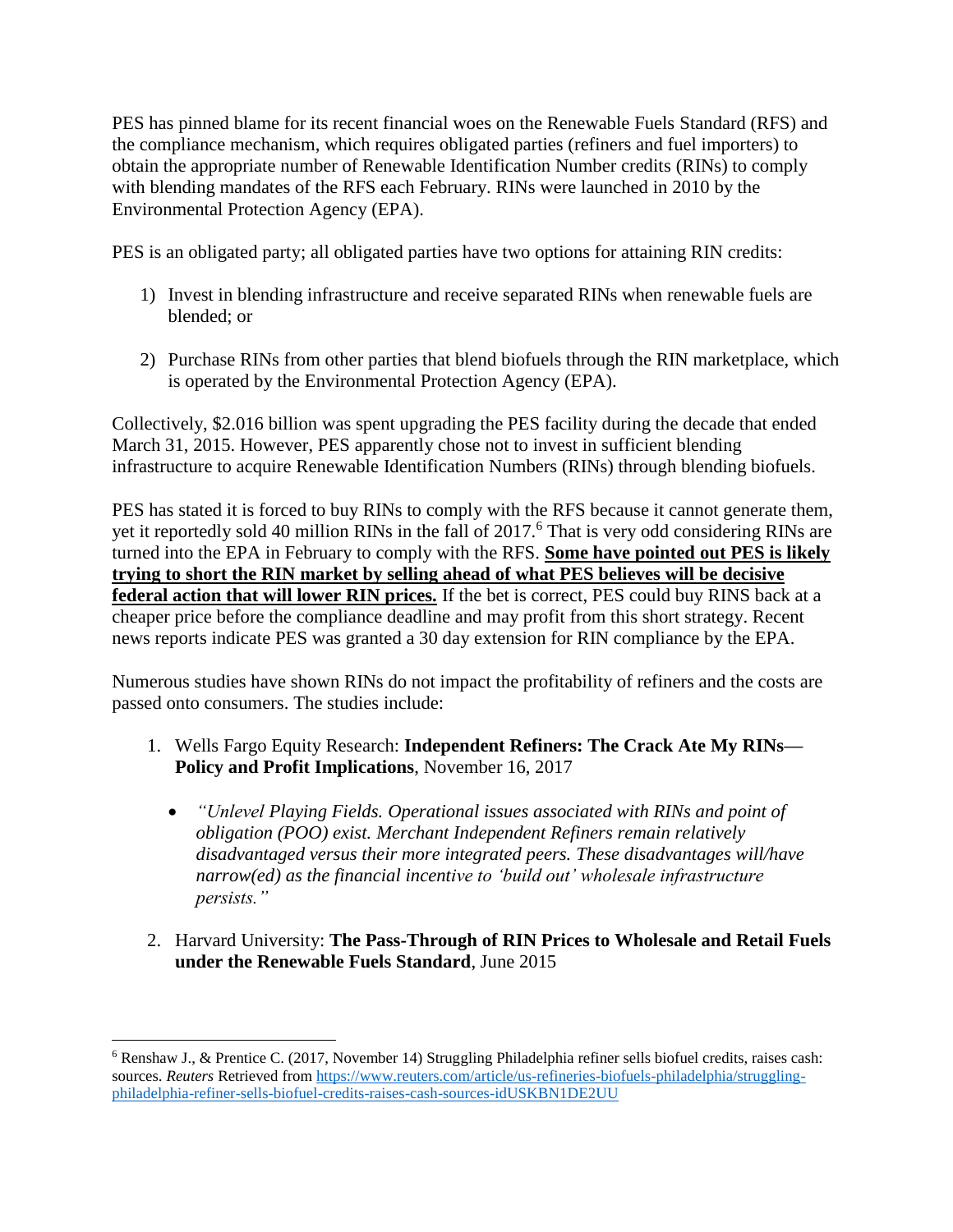PES has pinned blame for its recent financial woes on the Renewable Fuels Standard (RFS) and the compliance mechanism, which requires obligated parties (refiners and fuel importers) to obtain the appropriate number of Renewable Identification Number credits (RINs) to comply with blending mandates of the RFS each February. RINs were launched in 2010 by the Environmental Protection Agency (EPA).

PES is an obligated party; all obligated parties have two options for attaining RIN credits:

1) Invest in blending infrastructure and receive separated RINs when renewable fuels are blended; or

2) Purchase RINs from other parties that blend biofuels through the RIN marketplace, which is operated by the Environmental Protection Agency (EPA).

Collectively, $2.016 billion was spent upgrading the PES facility during the decade that ended March 31, 2015. However, PES apparently chose not to invest in sufficient blending infrastructure to acquire Renewable Identification Numbers (RINs) through blending biofuels.

PES has stated it is forced to buy RINs to comply with the RFS because it cannot generate them, yet it reportedly sold 40 million RINs in the fall of 2017.[6] That is very odd considering RINs are turned into the EPA in February to comply with the RFS. **Some have pointed out PES is likely trying to short the RIN market by selling ahead of what PES believes will be decisive federal action that will lower RIN prices.** If the bet is correct, PES could buy RINS back at a cheaper price before the compliance deadline and may profit from this short strategy. Recent news reports indicate PES was granted a 30 day extension for RIN compliance by the EPA.

Numerous studies have shown RINs do not impact the profitability of refiners and the costs are passed onto consumers. The studies include:

1. Wells Fargo Equity Research: **Independent Refiners: The Crack Ate My RINs—Policy and Profit Implications**, November 16, 2017

    - *"Unlevel Playing Fields. Operational issues associated with RINs and point of obligation (POO) exist. Merchant Independent Refiners remain relatively disadvantaged versus their more integrated peers. These disadvantages will/have narrow(ed) as the financial incentive to 'build out' wholesale infrastructure persists."*

2. Harvard University: **The Pass-Through of RIN Prices to Wholesale and Retail Fuels under the Renewable Fuels Standard**, June 2015

---

[6] Renshaw J., & Prentice C. (2017, November 14) Struggling Philadelphia refiner sells biofuel credits, raises cash: sources. *Reuters* Retrieved from https://www.reuters.com/article/us-refineries-biofuels-philadelphia/struggling-philadelphia-refiner-sells-biofuel-credits-raises-cash-sources-idUSKBN1DE2UU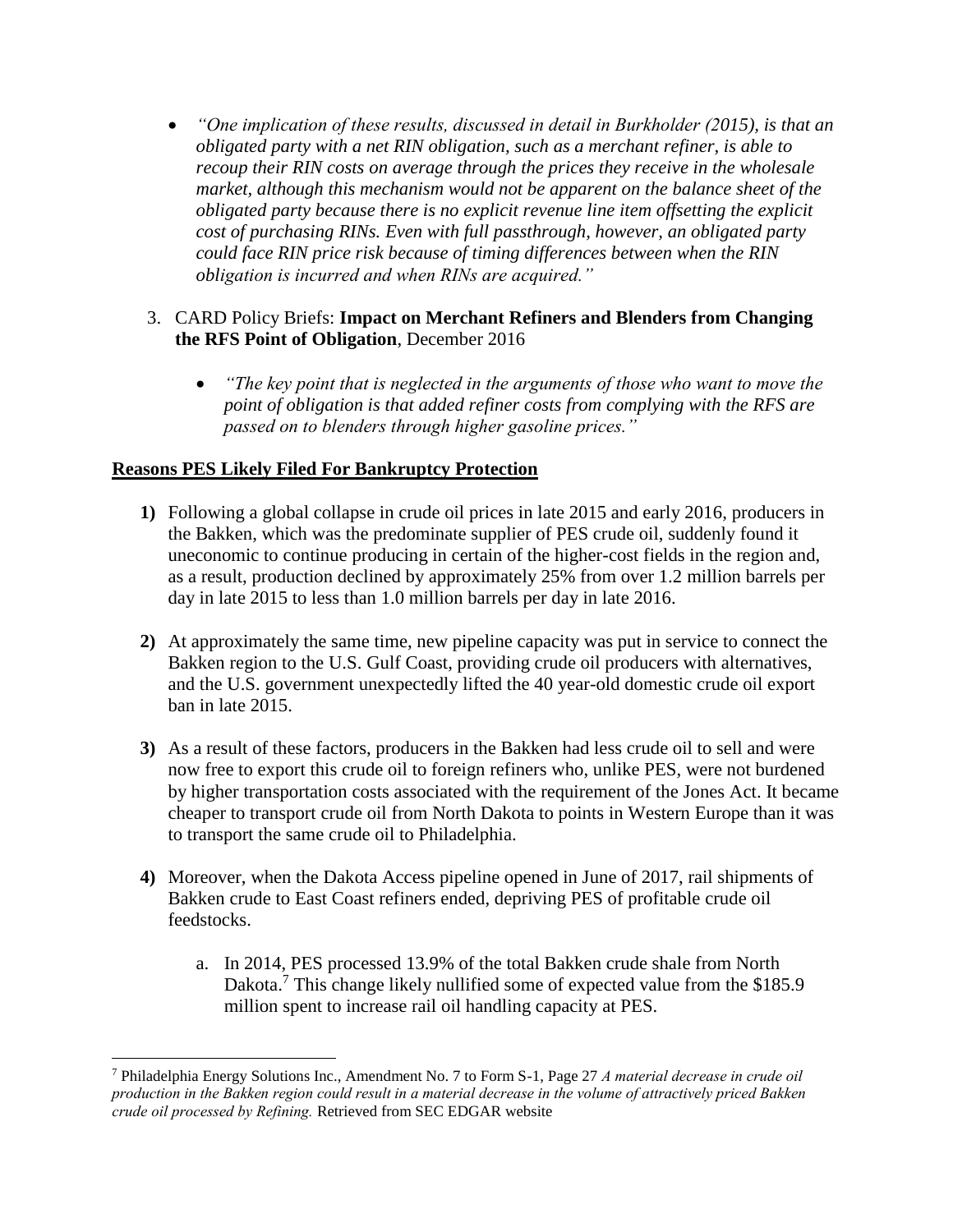- *"One implication of these results, discussed in detail in Burkholder (2015), is that an obligated party with a net RIN obligation, such as a merchant refiner, is able to recoup their RIN costs on average through the prices they receive in the wholesale market, although this mechanism would not be apparent on the balance sheet of the obligated party because there is no explicit revenue line item offsetting the explicit cost of purchasing RINs. Even with full passthrough, however, an obligated party could face RIN price risk because of timing differences between when the RIN obligation is incurred and when RINs are acquired."*

3. CARD Policy Briefs: **Impact on Merchant Refiners and Blenders from Changing the RFS Point of Obligation**, December 2016

    - *"The key point that is neglected in the arguments of those who want to move the point of obligation is that added refiner costs from complying with the RFS are passed on to blenders through higher gasoline prices."*

**<u>Reasons PES Likely Filed For Bankruptcy Protection</u>**

**1)** Following a global collapse in crude oil prices in late 2015 and early 2016, producers in the Bakken, which was the predominate supplier of PES crude oil, suddenly found it uneconomic to continue producing in certain of the higher-cost fields in the region and, as a result, production declined by approximately 25% from over 1.2 million barrels per day in late 2015 to less than 1.0 million barrels per day in late 2016.

**2)** At approximately the same time, new pipeline capacity was put in service to connect the Bakken region to the U.S. Gulf Coast, providing crude oil producers with alternatives, and the U.S. government unexpectedly lifted the 40 year-old domestic crude oil export ban in late 2015.

**3)** As a result of these factors, producers in the Bakken had less crude oil to sell and were now free to export this crude oil to foreign refiners who, unlike PES, were not burdened by higher transportation costs associated with the requirement of the Jones Act. It became cheaper to transport crude oil from North Dakota to points in Western Europe than it was to transport the same crude oil to Philadelphia.

**4)** Moreover, when the Dakota Access pipeline opened in June of 2017, rail shipments of Bakken crude to East Coast refiners ended, depriving PES of profitable crude oil feedstocks.

   a. In 2014, PES processed 13.9% of the total Bakken crude shale from North Dakota.[7] This change likely nullified some of expected value from the $185.9 million spent to increase rail oil handling capacity at PES.

---

[7] Philadelphia Energy Solutions Inc., Amendment No. 7 to Form S-1, Page 27 *A material decrease in crude oil production in the Bakken region could result in a material decrease in the volume of attractively priced Bakken crude oil processed by Refining.* Retrieved from SEC EDGAR website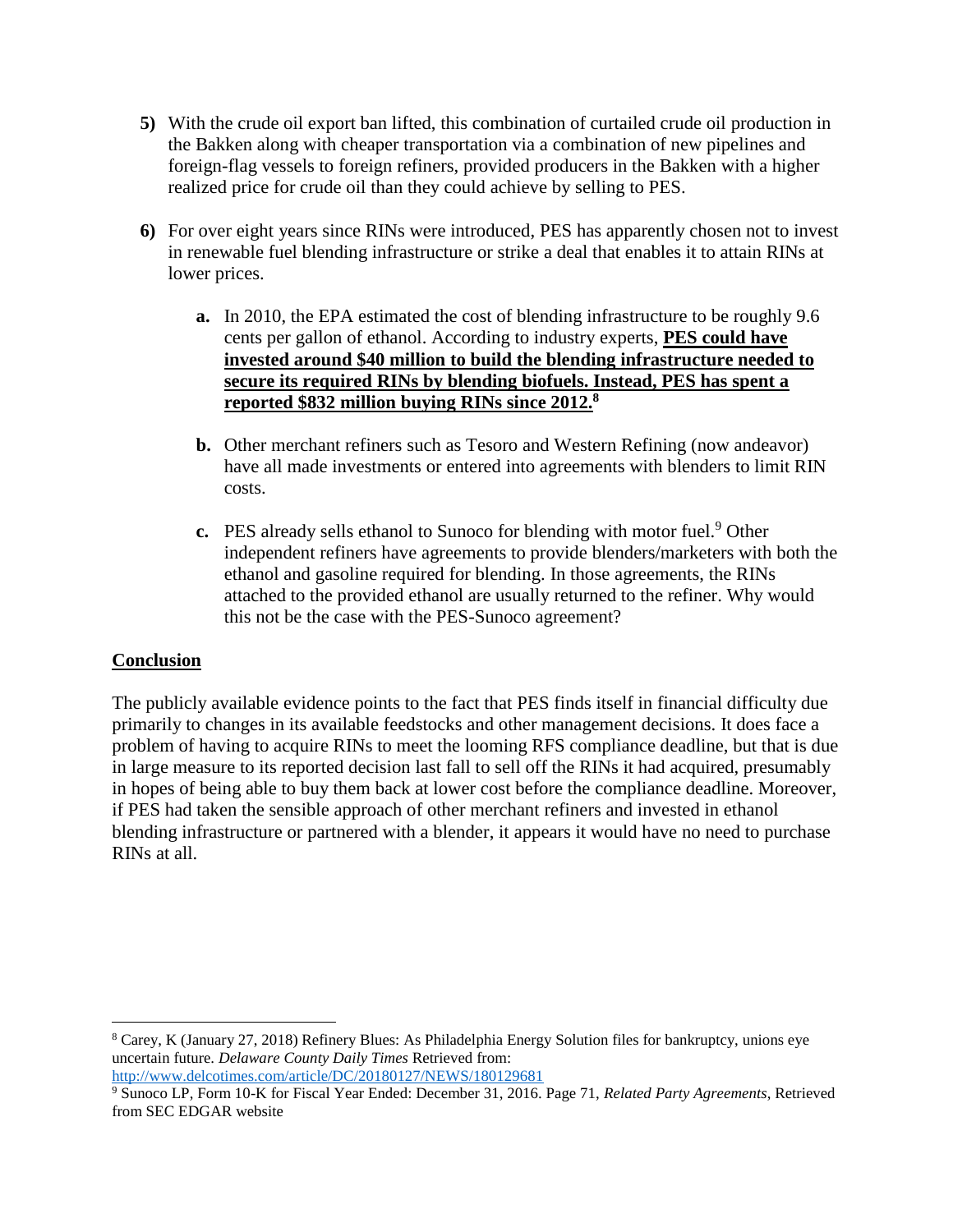5) With the crude oil export ban lifted, this combination of curtailed crude oil production in the Bakken along with cheaper transportation via a combination of new pipelines and foreign-flag vessels to foreign refiners, provided producers in the Bakken with a higher realized price for crude oil than they could achieve by selling to PES.

6) For over eight years since RINs were introduced, PES has apparently chosen not to invest in renewable fuel blending infrastructure or strike a deal that enables it to attain RINs at lower prices.

   a. In 2010, the EPA estimated the cost of blending infrastructure to be roughly 9.6 cents per gallon of ethanol. According to industry experts, <u>**PES could have invested around $40 million to build the blending infrastructure needed to secure its required RINs by blending biofuels. Instead, PES has spent a reported $832 million buying RINs since 2012.**</u>[8]

   b. Other merchant refiners such as Tesoro and Western Refining (now andeavor) have all made investments or entered into agreements with blenders to limit RIN costs.

   c. PES already sells ethanol to Sunoco for blending with motor fuel.[9] Other independent refiners have agreements to provide blenders/marketers with both the ethanol and gasoline required for blending. In those agreements, the RINs attached to the provided ethanol are usually returned to the refiner. Why would this not be the case with the PES-Sunoco agreement?

## Conclusion

The publicly available evidence points to the fact that PES finds itself in financial difficulty due primarily to changes in its available feedstocks and other management decisions. It does face a problem of having to acquire RINs to meet the looming RFS compliance deadline, but that is due in large measure to its reported decision last fall to sell off the RINs it had acquired, presumably in hopes of being able to buy them back at lower cost before the compliance deadline. Moreover, if PES had taken the sensible approach of other merchant refiners and invested in ethanol blending infrastructure or partnered with a blender, it appears it would have no need to purchase RINs at all.

---

[8] Carey, K (January 27, 2018) Refinery Blues: As Philadelphia Energy Solution files for bankruptcy, unions eye uncertain future. *Delaware County Daily Times* Retrieved from: http://www.delcotimes.com/article/DC/20180127/NEWS/180129681

[9] Sunoco LP, Form 10-K for Fiscal Year Ended: December 31, 2016. Page 71, *Related Party Agreements*, Retrieved from SEC EDGAR website